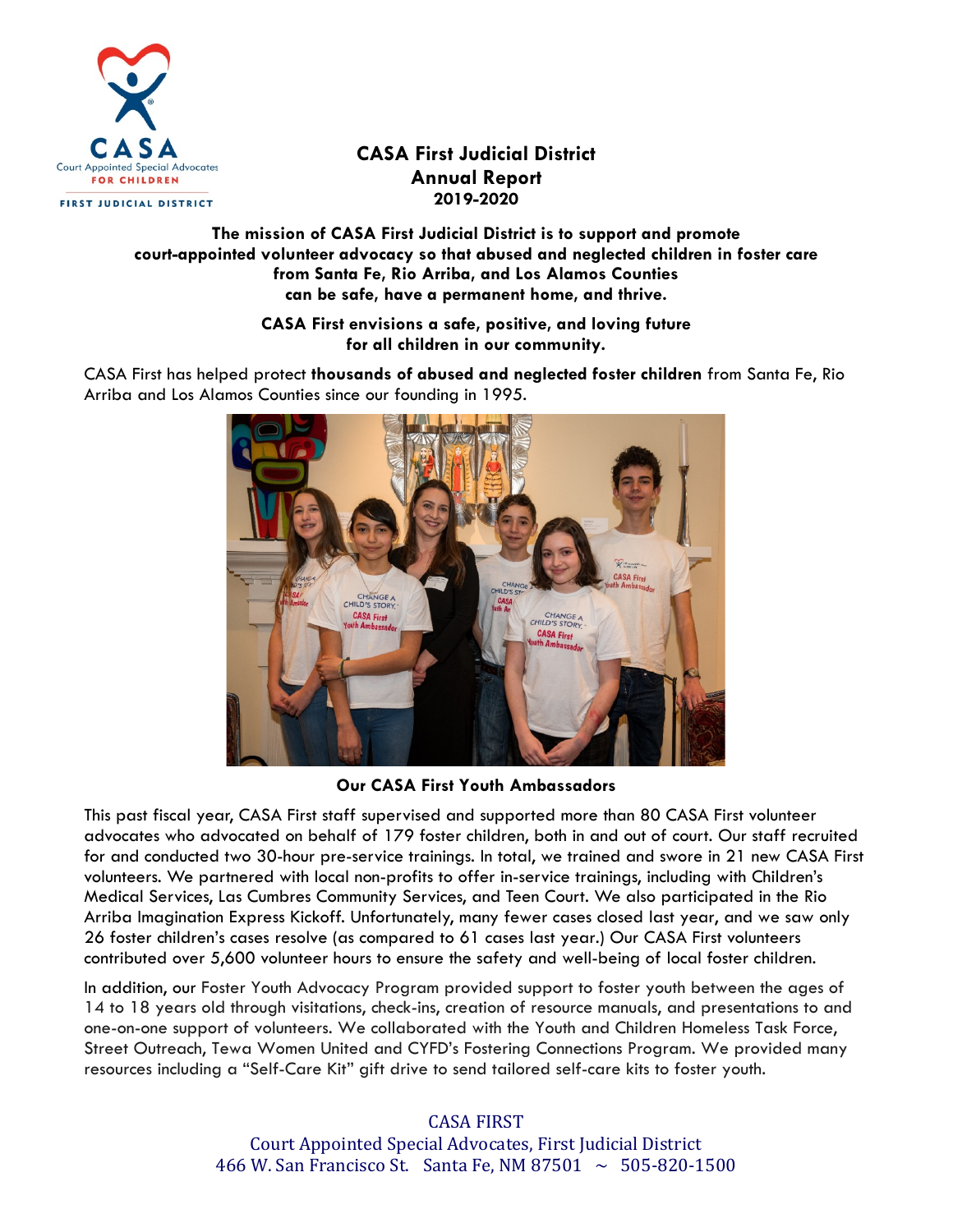# CASA First Judicial District Annual Report 2019-2020

**The mission of CASA First Judicial District is to support and promote court-appointed volunteer advocacy so that abused and neglected children in foster care from Santa Fe, Rio Arriba, and Los Alamos Counties can be safe, have a permanent home, and thrive.**

**CASA First envisions a safe, positive, and loving future for all children in our community.**

CASA First has helped protect **thousands of abused and neglected foster children** from Santa Fe, Rio Arriba and Los Alamos Counties since our founding in 1995.

**Our CASA First Youth Ambassadors**

This past fiscal year, CASA First staff supervised and supported more than 80 CASA First volunteer advocates who advocated on behalf of 179 foster children, both in and out of court. Our staff recruited for and conducted two 30-hour pre-service trainings. In total, we trained and swore in 21 new CASA First volunteers. We partnered with local non-profits to offer in-service trainings, including with Children's Medical Services, Las Cumbres Community Services, and Teen Court. We also participated in the Rio Arriba Imagination Express Kickoff. Unfortunately, many fewer cases closed last year, and we saw only 26 foster children's cases resolve (as compared to 61 cases last year.) Our CASA First volunteers contributed over 5,600 volunteer hours to ensure the safety and well-being of local foster children.

In addition, our Foster Youth Advocacy Program provided support to foster youth between the ages of 14 to 18 years old through visitations, check-ins, creation of resource manuals, and presentations to and one-on-one support of volunteers. We collaborated with the Youth and Children Homeless Task Force, Street Outreach, Tewa Women United and CYFD's Fostering Connections Program. We provided many resources including a "Self-Care Kit" gift drive to send tailored self-care kits to foster youth.

CASA FIRST
Court Appointed Special Advocates, First Judicial District
466 W. San Francisco St. Santa Fe, NM 87501 ~ 505-820-1500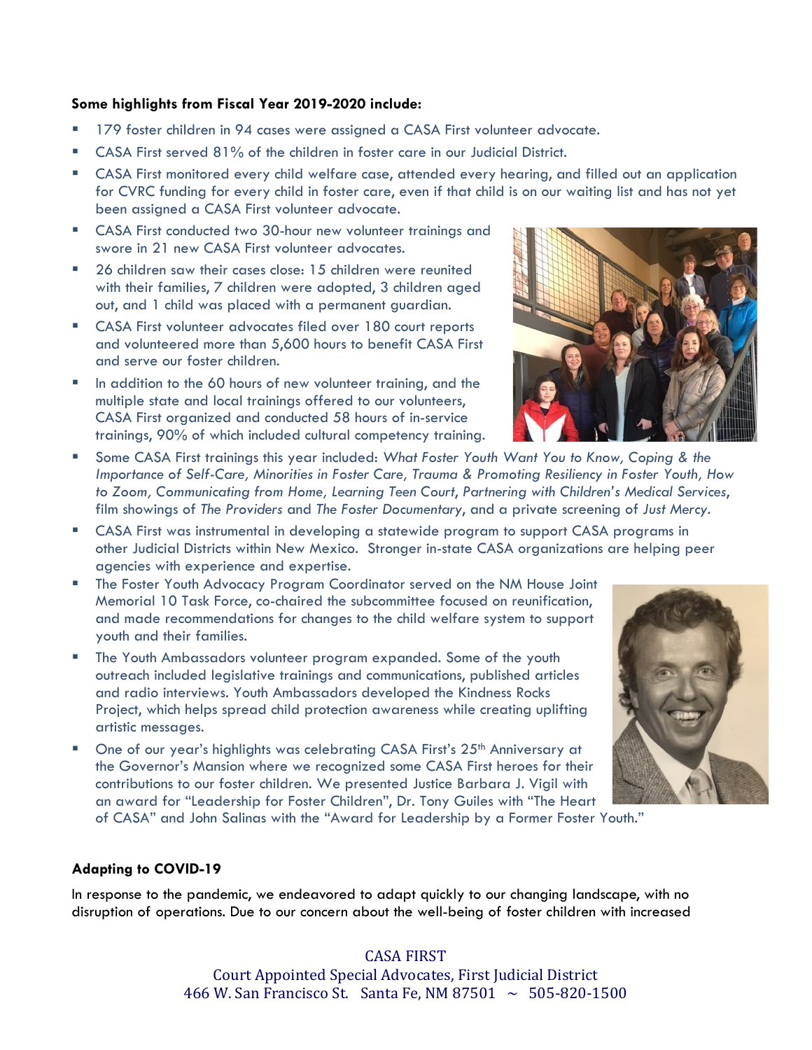**Some highlights from Fiscal Year 2019-2020 include:**

- 179 foster children in 94 cases were assigned a CASA First volunteer advocate.
- CASA First served 81% of the children in foster care in our Judicial District.
- CASA First monitored every child welfare case, attended every hearing, and filled out an application for CVRC funding for every child in foster care, even if that child is on our waiting list and has not yet been assigned a CASA First volunteer advocate.
- CASA First conducted two 30-hour new volunteer trainings and swore in 21 new CASA First volunteer advocates.
- 26 children saw their cases close: 15 children were reunited with their families, 7 children were adopted, 3 children aged out, and 1 child was placed with a permanent guardian.
- CASA First volunteer advocates filed over 180 court reports and volunteered more than 5,600 hours to benefit CASA First and serve our foster children.
- In addition to the 60 hours of new volunteer training, and the multiple state and local trainings offered to our volunteers, CASA First organized and conducted 58 hours of in-service trainings, 90% of which included cultural competency training.
- Some CASA First trainings this year included: *What Foster Youth Want You to Know, Coping & the Importance of Self-Care, Minorities in Foster Care, Trauma & Promoting Resiliency in Foster Youth, How to Zoom, Communicating from Home, Learning Teen Court, Partnering with Children's Medical Services*, film showings of *The Providers* and *The Foster Documentary*, and a private screening of *Just Mercy*.
- CASA First was instrumental in developing a statewide program to support CASA programs in other Judicial Districts within New Mexico. Stronger in-state CASA organizations are helping peer agencies with experience and expertise.
- The Foster Youth Advocacy Program Coordinator served on the NM House Joint Memorial 10 Task Force, co-chaired the subcommittee focused on reunification, and made recommendations for changes to the child welfare system to support youth and their families.
- The Youth Ambassadors volunteer program expanded. Some of the youth outreach included legislative trainings and communications, published articles and radio interviews. Youth Ambassadors developed the Kindness Rocks Project, which helps spread child protection awareness while creating uplifting artistic messages.
- One of our year's highlights was celebrating CASA First's 25th Anniversary at the Governor's Mansion where we recognized some CASA First heroes for their contributions to our foster children. We presented Justice Barbara J. Vigil with an award for "Leadership for Foster Children", Dr. Tony Guiles with "The Heart of CASA" and John Salinas with the "Award for Leadership by a Former Foster Youth."

**Adapting to COVID-19**

In response to the pandemic, we endeavored to adapt quickly to our changing landscape, with no disruption of operations. Due to our concern about the well-being of foster children with increased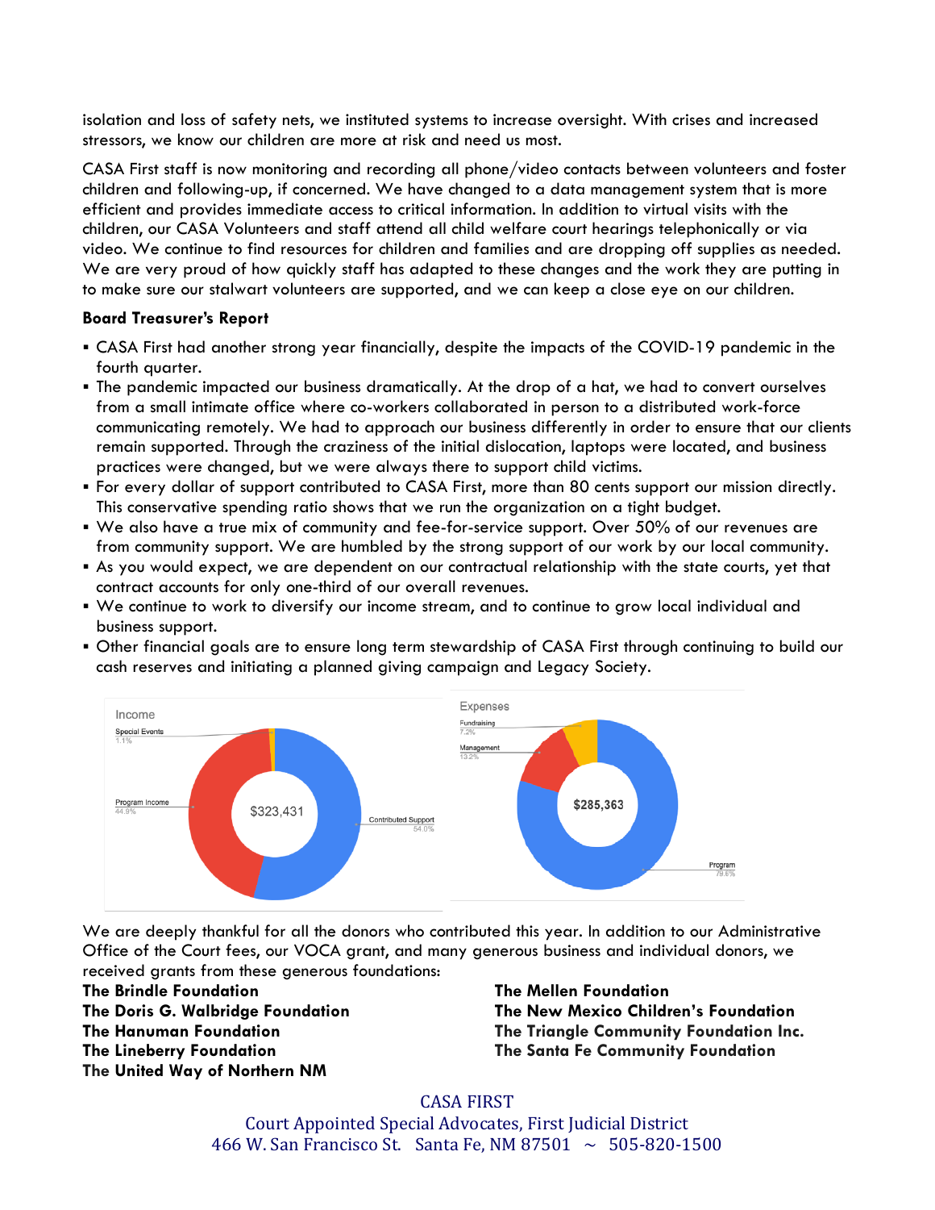isolation and loss of safety nets, we instituted systems to increase oversight. With crises and increased stressors, we know our children are more at risk and need us most.

CASA First staff is now monitoring and recording all phone/video contacts between volunteers and foster children and following-up, if concerned. We have changed to a data management system that is more efficient and provides immediate access to critical information. In addition to virtual visits with the children, our CASA Volunteers and staff attend all child welfare court hearings telephonically or via video. We continue to find resources for children and families and are dropping off supplies as needed. We are very proud of how quickly staff has adapted to these changes and the work they are putting in to make sure our stalwart volunteers are supported, and we can keep a close eye on our children.

**Board Treasurer's Report**

- CASA First had another strong year financially, despite the impacts of the COVID-19 pandemic in the fourth quarter.
- The pandemic impacted our business dramatically. At the drop of a hat, we had to convert ourselves from a small intimate office where co-workers collaborated in person to a distributed work-force communicating remotely. We had to approach our business differently in order to ensure that our clients remain supported. Through the craziness of the initial dislocation, laptops were located, and business practices were changed, but we were always there to support child victims.
- For every dollar of support contributed to CASA First, more than 80 cents support our mission directly. This conservative spending ratio shows that we run the organization on a tight budget.
- We also have a true mix of community and fee-for-service support. Over 50% of our revenues are from community support. We are humbled by the strong support of our work by our local community.
- As you would expect, we are dependent on our contractual relationship with the state courts, yet that contract accounts for only one-third of our overall revenues.
- We continue to work to diversify our income stream, and to continue to grow local individual and business support.
- Other financial goals are to ensure long term stewardship of CASA First through continuing to build our cash reserves and initiating a planned giving campaign and Legacy Society.

Income

| Category | Share |
|---|---|
| Special Events | 1.1% |
| Program Income | 44.9% |
| Contributed Support | 54.0% |
| **Total** | **$323,431** |

Expenses

| Category | Share |
|---|---|
| Fundraising | 7.2% |
| Management | 13.2% |
| Program | 79.6% |
| **Total** | **$285,363** |

We are deeply thankful for all the donors who contributed this year. In addition to our Administrative Office of the Court fees, our VOCA grant, and many generous business and individual donors, we received grants from these generous foundations:

**The Brindle Foundation**
**The Doris G. Walbridge Foundation**
**The Hanuman Foundation**
**The Lineberry Foundation**
**The United Way of Northern NM**
**The Mellen Foundation**
**The New Mexico Children's Foundation**
**The Triangle Community Foundation Inc.**
**The Santa Fe Community Foundation**

CASA FIRST
Court Appointed Special Advocates, First Judicial District
466 W. San Francisco St. Santa Fe, NM 87501 ~ 505-820-1500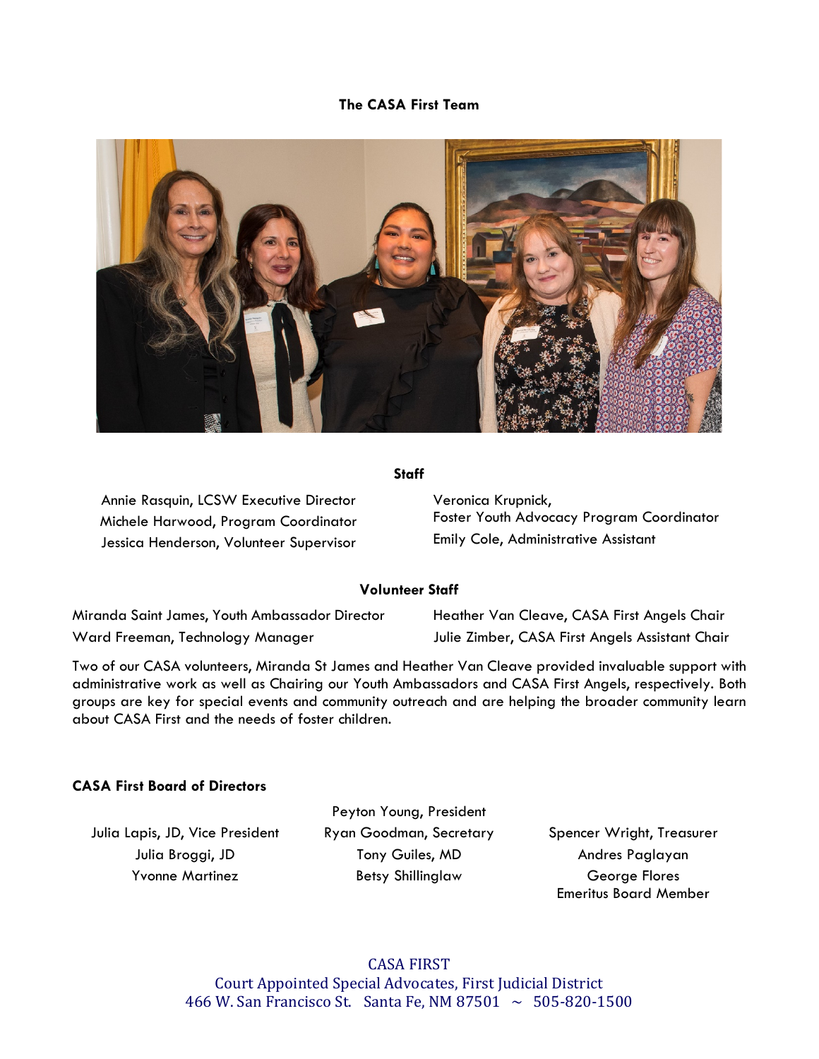# The CASA First Team

## Staff

Annie Rasquin, LCSW Executive Director
Michele Harwood, Program Coordinator
Jessica Henderson, Volunteer Supervisor
Veronica Krupnick, Foster Youth Advocacy Program Coordinator
Emily Cole, Administrative Assistant

## Volunteer Staff

Miranda Saint James, Youth Ambassador Director
Ward Freeman, Technology Manager
Heather Van Cleave, CASA First Angels Chair
Julie Zimber, CASA First Angels Assistant Chair

Two of our CASA volunteers, Miranda St James and Heather Van Cleave provided invaluable support with administrative work as well as Chairing our Youth Ambassadors and CASA First Angels, respectively. Both groups are key for special events and community outreach and are helping the broader community learn about CASA First and the needs of foster children.

## CASA First Board of Directors

Peyton Young, President
Julia Lapis, JD, Vice President
Ryan Goodman, Secretary
Spencer Wright, Treasurer
Julia Broggi, JD
Tony Guiles, MD
Andres Paglayan
Yvonne Martinez
Betsy Shillinglaw
George Flores, Emeritus Board Member

CASA FIRST
Court Appointed Special Advocates, First Judicial District
466 W. San Francisco St. Santa Fe, NM 87501 ~ 505-820-1500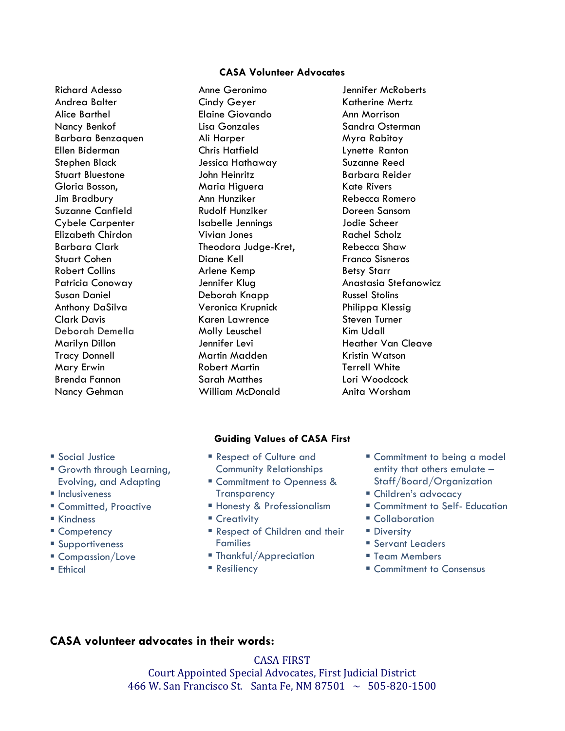## CASA Volunteer Advocates

Richard Adesso
Andrea Balter
Alice Barthel
Nancy Benkof
Barbara Benzaquen
Ellen Biderman
Stephen Black
Stuart Bluestone
Gloria Bosson,
Jim Bradbury
Suzanne Canfield
Cybele Carpenter
Elizabeth Chirdon
Barbara Clark
Stuart Cohen
Robert Collins
Patricia Conoway
Susan Daniel
Anthony DaSilva
Clark Davis
Deborah Demella
Marilyn Dillon
Tracy Donnell
Mary Erwin
Brenda Fannon
Nancy Gehman
Anne Geronimo
Cindy Geyer
Elaine Giovando
Lisa Gonzales
Ali Harper
Chris Hatfield
Jessica Hathaway
John Heinritz
Maria Higuera
Ann Hunziker
Rudolf Hunziker
Isabelle Jennings
Vivian Jones
Theodora Judge-Kret,
Diane Kell
Arlene Kemp
Jennifer Klug
Deborah Knapp
Veronica Krupnick
Karen Lawrence
Molly Leuschel
Jennifer Levi
Martin Madden
Robert Martin
Sarah Matthes
William McDonald
Jennifer McRoberts
Katherine Mertz
Ann Morrison
Sandra Osterman
Myra Rabitoy
Lynette Ranton
Suzanne Reed
Barbara Reider
Kate Rivers
Rebecca Romero
Doreen Sansom
Jodie Scheer
Rachel Scholz
Rebecca Shaw
Franco Sisneros
Betsy Starr
Anastasia Stefanowicz
Russel Stolins
Philippa Klessig
Steven Turner
Kim Udall
Heather Van Cleave
Kristin Watson
Terrell White
Lori Woodcock
Anita Worsham

## Guiding Values of CASA First

- Social Justice
- Growth through Learning, Evolving, and Adapting
- Inclusiveness
- Committed, Proactive
- Kindness
- Competency
- Supportiveness
- Compassion/Love
- Ethical
- Respect of Culture and Community Relationships
- Commitment to Openness & Transparency
- Honesty & Professionalism
- Creativity
- Respect of Children and their Families
- Thankful/Appreciation
- Resiliency
- Commitment to being a model entity that others emulate – Staff/Board/Organization
- Children's advocacy
- Commitment to Self- Education
- Collaboration
- Diversity
- Servant Leaders
- Team Members
- Commitment to Consensus

**CASA volunteer advocates in their words:**

CASA FIRST
Court Appointed Special Advocates, First Judicial District
466 W. San Francisco St. Santa Fe, NM 87501 ~ 505-820-1500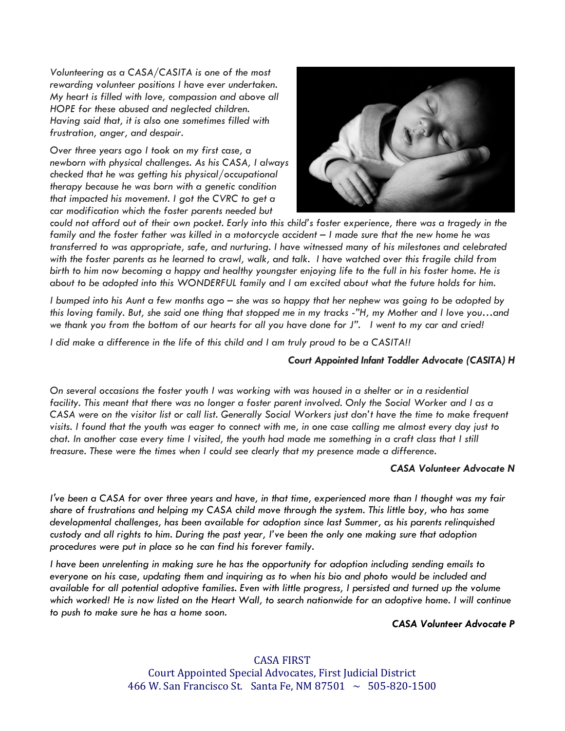*Volunteering as a CASA/CASITA is one of the most rewarding volunteer positions I have ever undertaken. My heart is filled with love, compassion and above all HOPE for these abused and neglected children. Having said that, it is also one sometimes filled with frustration, anger, and despair.*

*Over three years ago I took on my first case, a newborn with physical challenges. As his CASA, I always checked that he was getting his physical/occupational therapy because he was born with a genetic condition that impacted his movement. I got the CVRC to get a car modification which the foster parents needed but could not afford out of their own pocket. Early into this child's foster experience, there was a tragedy in the family and the foster father was killed in a motorcycle accident – I made sure that the new home he was transferred to was appropriate, safe, and nurturing. I have witnessed many of his milestones and celebrated with the foster parents as he learned to crawl, walk, and talk. I have watched over this fragile child from birth to him now becoming a happy and healthy youngster enjoying life to the full in his foster home. He is about to be adopted into this WONDERFUL family and I am excited about what the future holds for him.*

*I bumped into his Aunt a few months ago – she was so happy that her nephew was going to be adopted by this loving family. But, she said one thing that stopped me in my tracks -"H, my Mother and I love you…and we thank you from the bottom of our hearts for all you have done for J". I went to my car and cried!*

*I did make a difference in the life of this child and I am truly proud to be a CASITA!!*

***Court Appointed Infant Toddler Advocate (CASITA) H***

*On several occasions the foster youth I was working with was housed in a shelter or in a residential facility. This meant that there was no longer a foster parent involved. Only the Social Worker and I as a CASA were on the visitor list or call list. Generally Social Workers just don't have the time to make frequent visits. I found that the youth was eager to connect with me, in one case calling me almost every day just to chat. In another case every time I visited, the youth had made me something in a craft class that I still treasure. These were the times when I could see clearly that my presence made a difference.*

***CASA Volunteer Advocate N***

*I've been a CASA for over three years and have, in that time, experienced more than I thought was my fair share of frustrations and helping my CASA child move through the system. This little boy, who has some developmental challenges, has been available for adoption since last Summer, as his parents relinquished custody and all rights to him. During the past year, I've been the only one making sure that adoption procedures were put in place so he can find his forever family.*

*I have been unrelenting in making sure he has the opportunity for adoption including sending emails to everyone on his case, updating them and inquiring as to when his bio and photo would be included and available for all potential adoptive families. Even with little progress, I persisted and turned up the volume which worked! He is now listed on the Heart Wall, to search nationwide for an adoptive home. I will continue to push to make sure he has a home soon.*

***CASA Volunteer Advocate P***

CASA FIRST
Court Appointed Special Advocates, First Judicial District
466 W. San Francisco St. Santa Fe, NM 87501 ~ 505-820-1500